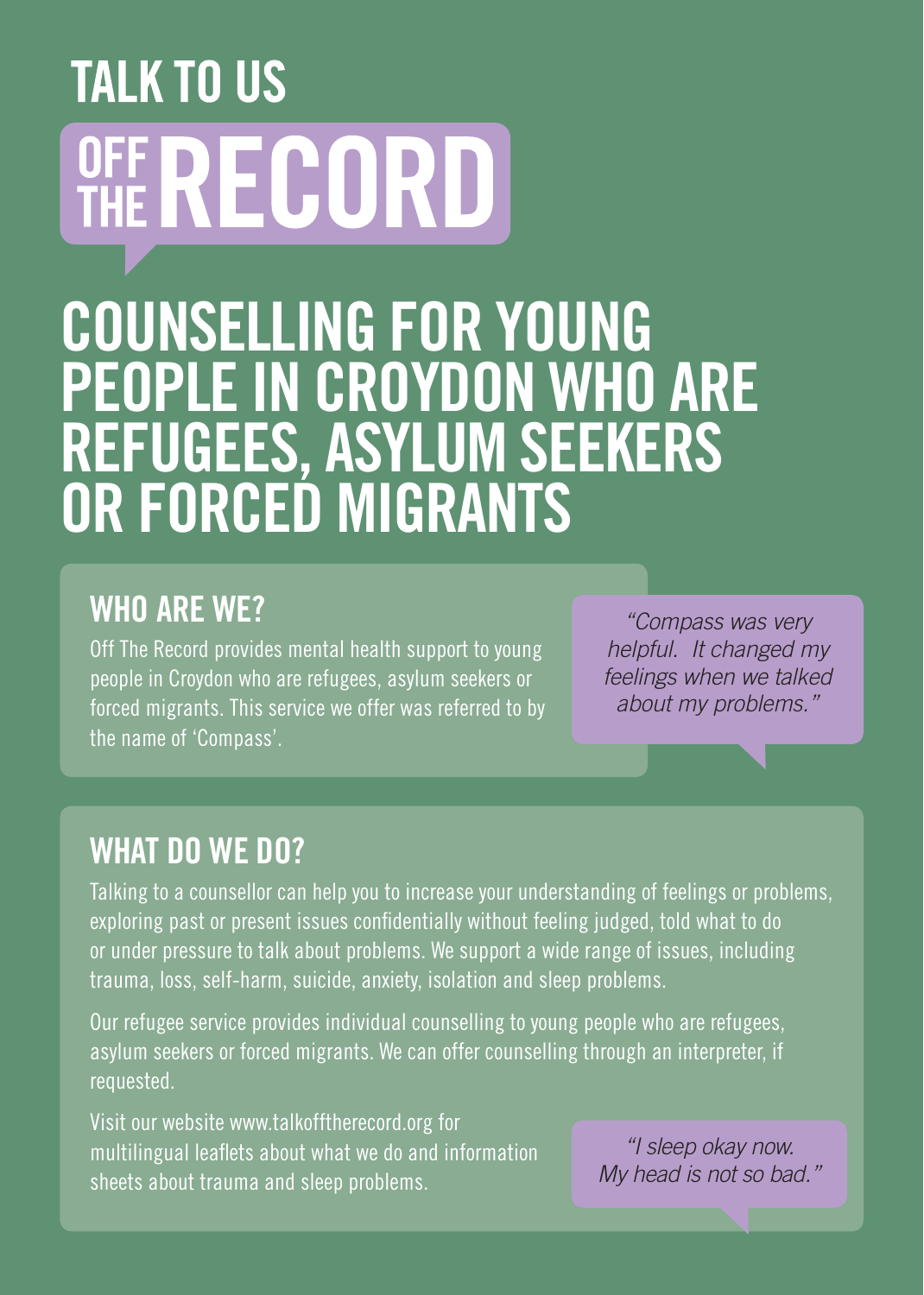TALK TO US

# OFF THE RECORD

## COUNSELLING FOR YOUNG PEOPLE IN CROYDON WHO ARE REFUGEES, ASYLUM SEEKERS OR FORCED MIGRANTS

### WHO ARE WE?

Off The Record provides mental health support to young people in Croydon who are refugees, asylum seekers or forced migrants. This service we offer was referred to by the name of 'Compass'.

*"Compass was very helpful. It changed my feelings when we talked about my problems."*

### WHAT DO WE DO?

Talking to a counsellor can help you to increase your understanding of feelings or problems, exploring past or present issues confidentially without feeling judged, told what to do or under pressure to talk about problems. We support a wide range of issues, including trauma, loss, self-harm, suicide, anxiety, isolation and sleep problems.

Our refugee service provides individual counselling to young people who are refugees, asylum seekers or forced migrants. We can offer counselling through an interpreter, if requested.

Visit our website www.talkofftherecord.org for multilingual leaflets about what we do and information sheets about trauma and sleep problems.

*"I sleep okay now. My head is not so bad."*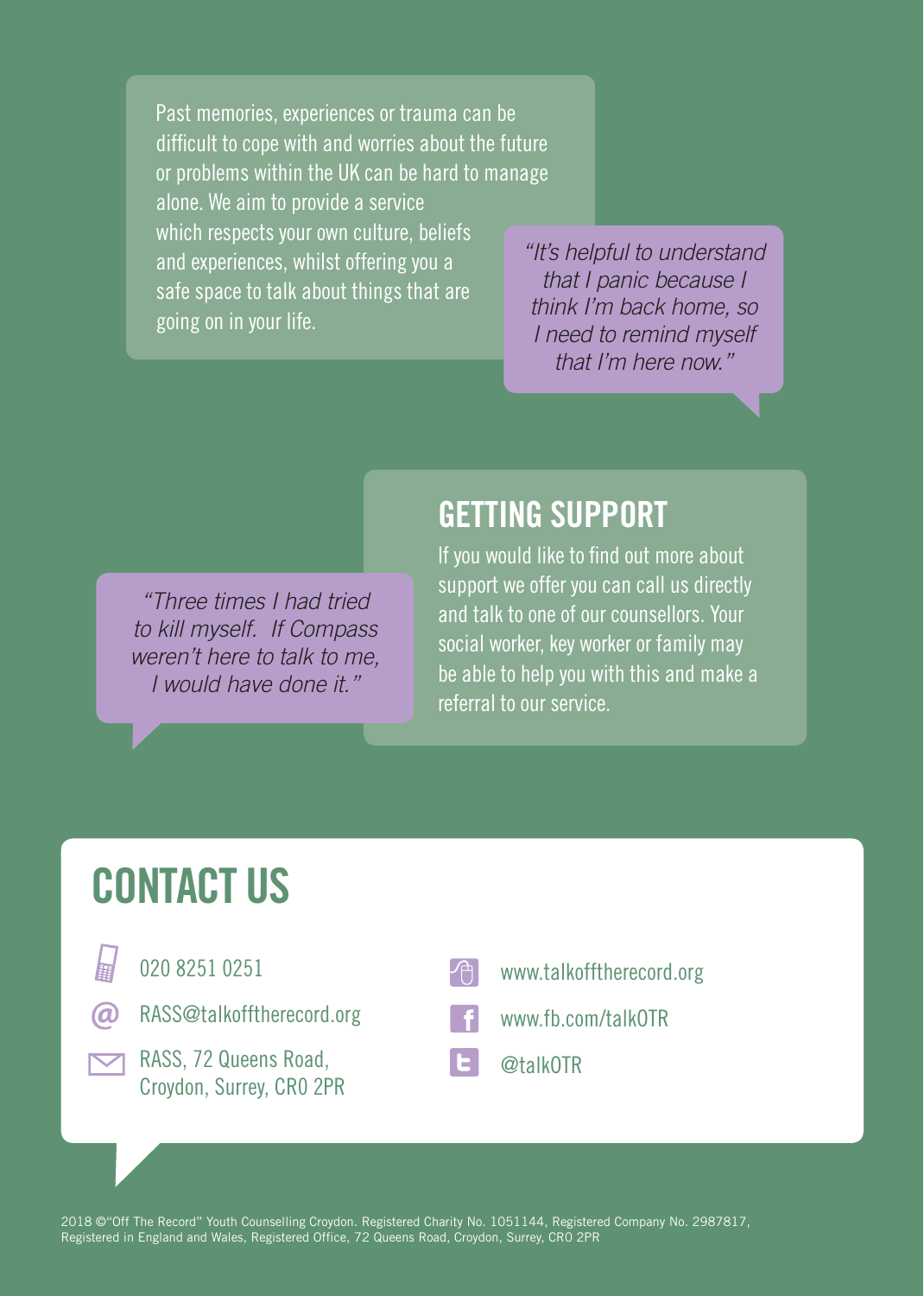Past memories, experiences or trauma can be difficult to cope with and worries about the future or problems within the UK can be hard to manage alone. We aim to provide a service which respects your own culture, beliefs and experiences, whilst offering you a safe space to talk about things that are going on in your life.

*"It's helpful to understand that I panic because I think I'm back home, so I need to remind myself that I'm here now."*

*"Three times I had tried to kill myself. If Compass weren't here to talk to me, I would have done it."*

## GETTING SUPPORT

If you would like to find out more about support we offer you can call us directly and talk to one of our counsellors. Your social worker, key worker or family may be able to help you with this and make a referral to our service.

# CONTACT US

020 8251 0251

RASS@talkofftherecord.org

RASS, 72 Queens Road,
Croydon, Surrey, CR0 2PR

www.talkofftherecord.org

www.fb.com/talkOTR

@talkOTR

2018 ©"Off The Record" Youth Counselling Croydon. Registered Charity No. 1051144, Registered Company No. 2987817, Registered in England and Wales, Registered Office, 72 Queens Road, Croydon, Surrey, CR0 2PR